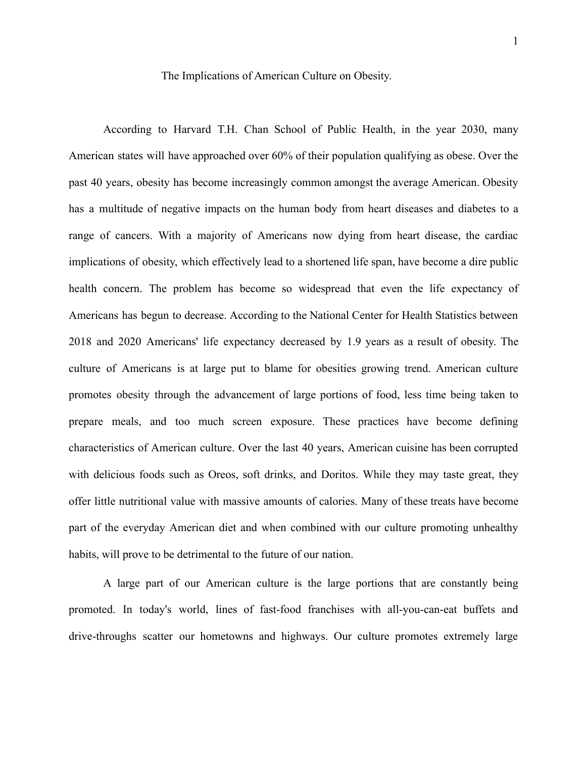# The Implications of American Culture on Obesity.

According to Harvard T.H. Chan School of Public Health, in the year 2030, many American states will have approached over 60% of their population qualifying as obese. Over the past 40 years, obesity has become increasingly common amongst the average American. Obesity has a multitude of negative impacts on the human body from heart diseases and diabetes to a range of cancers. With a majority of Americans now dying from heart disease, the cardiac implications of obesity, which effectively lead to a shortened life span, have become a dire public health concern. The problem has become so widespread that even the life expectancy of Americans has begun to decrease. According to the National Center for Health Statistics between 2018 and 2020 Americans' life expectancy decreased by 1.9 years as a result of obesity. The culture of Americans is at large put to blame for obesities growing trend. American culture promotes obesity through the advancement of large portions of food, less time being taken to prepare meals, and too much screen exposure. These practices have become defining characteristics of American culture. Over the last 40 years, American cuisine has been corrupted with delicious foods such as Oreos, soft drinks, and Doritos. While they may taste great, they offer little nutritional value with massive amounts of calories. Many of these treats have become part of the everyday American diet and when combined with our culture promoting unhealthy habits, will prove to be detrimental to the future of our nation.

A large part of our American culture is the large portions that are constantly being promoted. In today's world, lines of fast-food franchises with all-you-can-eat buffets and drive-throughs scatter our hometowns and highways. Our culture promotes extremely large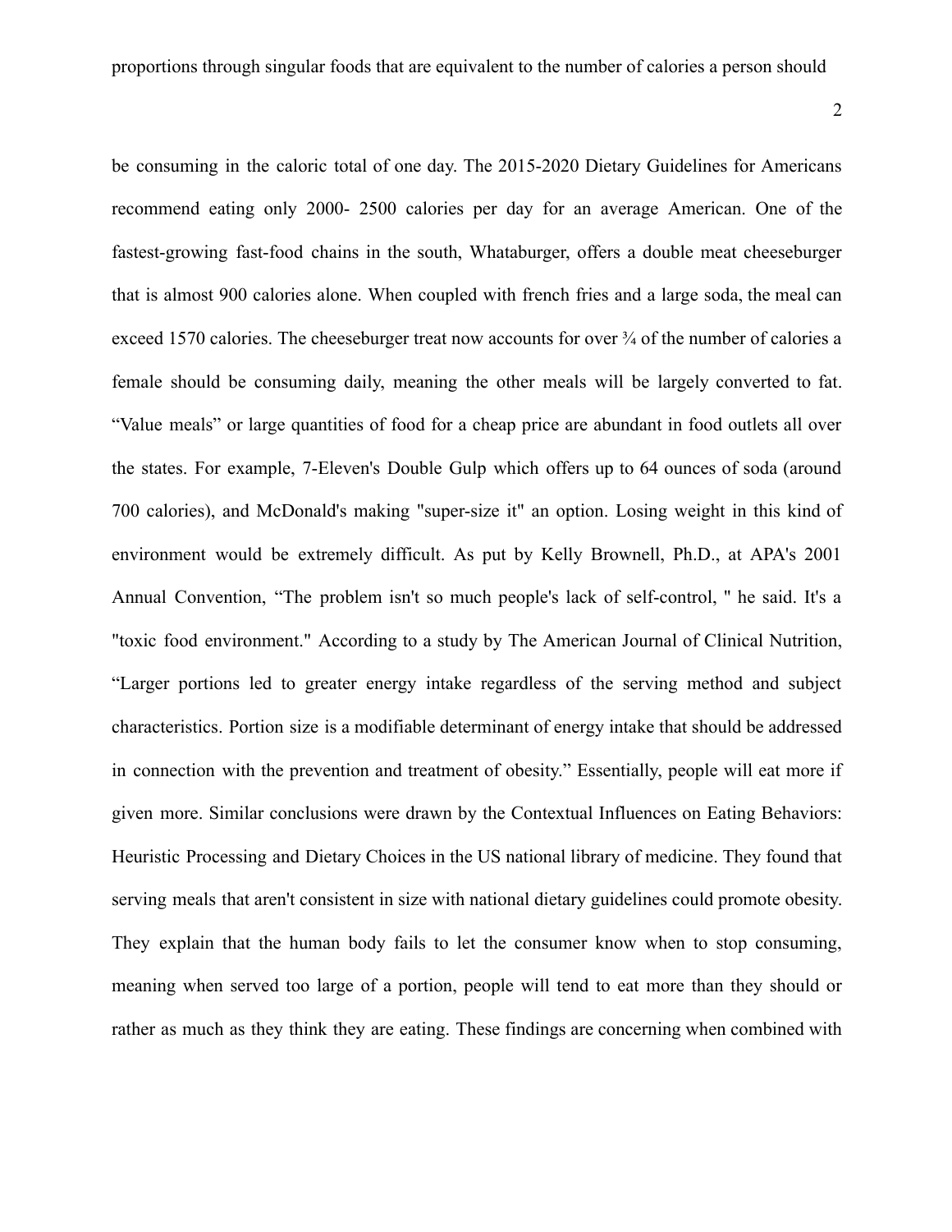proportions through singular foods that are equivalent to the number of calories a person should

be consuming in the caloric total of one day. The 2015-2020 Dietary Guidelines for Americans recommend eating only 2000- 2500 calories per day for an average American. One of the fastest-growing fast-food chains in the south, Whataburger, offers a double meat cheeseburger that is almost 900 calories alone. When coupled with french fries and a large soda, the meal can exceed 1570 calories. The cheeseburger treat now accounts for over ¾ of the number of calories a female should be consuming daily, meaning the other meals will be largely converted to fat. “Value meals” or large quantities of food for a cheap price are abundant in food outlets all over the states. For example, 7-Eleven's Double Gulp which offers up to 64 ounces of soda (around 700 calories), and McDonald's making "super-size it" an option. Losing weight in this kind of environment would be extremely difficult. As put by Kelly Brownell, Ph.D., at APA's 2001 Annual Convention, “The problem isn't so much people's lack of self-control, " he said. It's a "toxic food environment." According to a study by The American Journal of Clinical Nutrition, “Larger portions led to greater energy intake regardless of the serving method and subject characteristics. Portion size is a modifiable determinant of energy intake that should be addressed in connection with the prevention and treatment of obesity.” Essentially, people will eat more if given more. Similar conclusions were drawn by the Contextual Influences on Eating Behaviors: Heuristic Processing and Dietary Choices in the US national library of medicine. They found that serving meals that aren't consistent in size with national dietary guidelines could promote obesity. They explain that the human body fails to let the consumer know when to stop consuming, meaning when served too large of a portion, people will tend to eat more than they should or rather as much as they think they are eating. These findings are concerning when combined with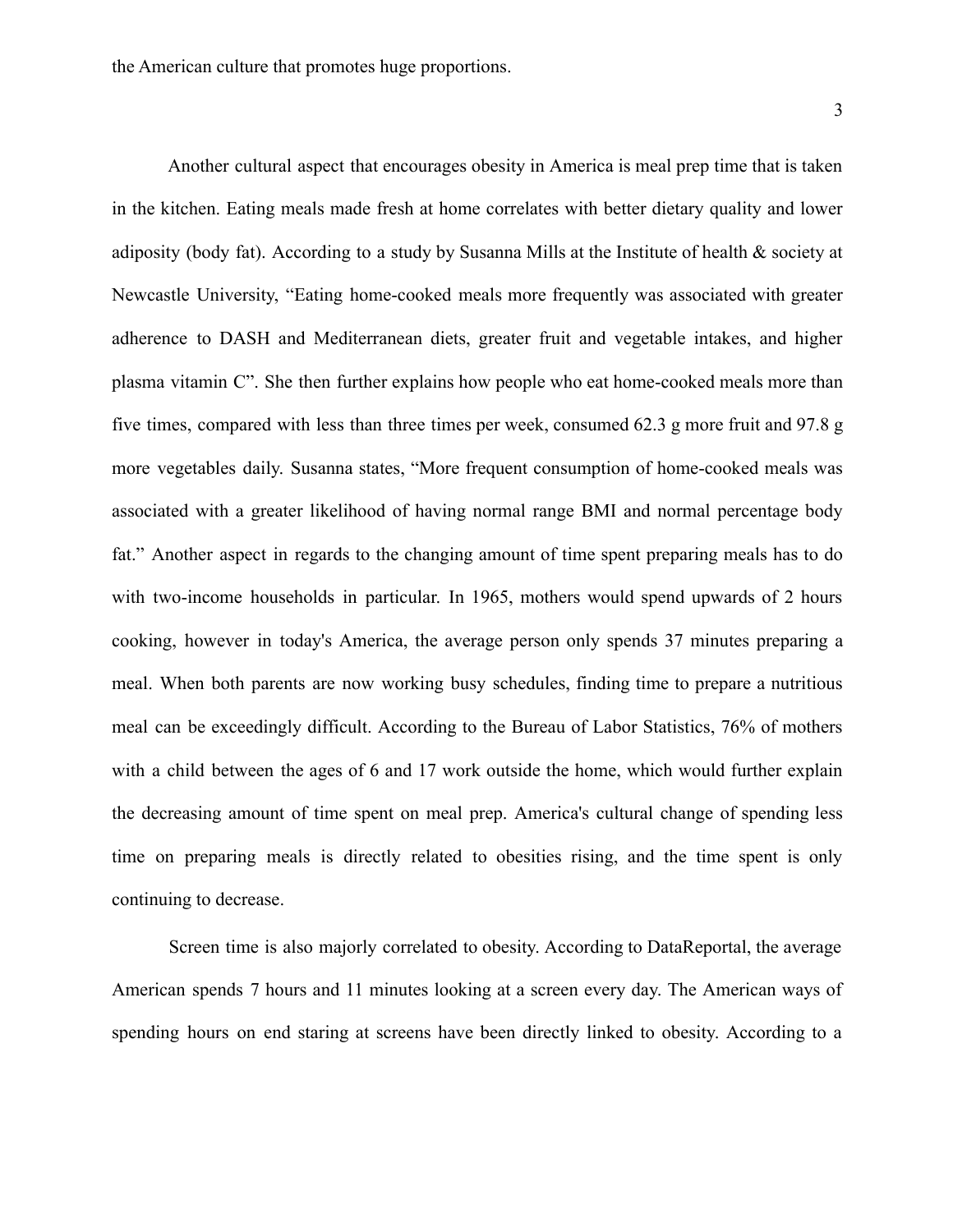the American culture that promotes huge proportions.

Another cultural aspect that encourages obesity in America is meal prep time that is taken in the kitchen. Eating meals made fresh at home correlates with better dietary quality and lower adiposity (body fat). According to a study by Susanna Mills at the Institute of health & society at Newcastle University, "Eating home-cooked meals more frequently was associated with greater adherence to DASH and Mediterranean diets, greater fruit and vegetable intakes, and higher plasma vitamin C". She then further explains how people who eat home-cooked meals more than five times, compared with less than three times per week, consumed 62.3 g more fruit and 97.8 g more vegetables daily. Susanna states, "More frequent consumption of home-cooked meals was associated with a greater likelihood of having normal range BMI and normal percentage body fat." Another aspect in regards to the changing amount of time spent preparing meals has to do with two-income households in particular. In 1965, mothers would spend upwards of 2 hours cooking, however in today's America, the average person only spends 37 minutes preparing a meal. When both parents are now working busy schedules, finding time to prepare a nutritious meal can be exceedingly difficult. According to the Bureau of Labor Statistics, 76% of mothers with a child between the ages of 6 and 17 work outside the home, which would further explain the decreasing amount of time spent on meal prep. America's cultural change of spending less time on preparing meals is directly related to obesities rising, and the time spent is only continuing to decrease.

Screen time is also majorly correlated to obesity. According to DataReportal, the average American spends 7 hours and 11 minutes looking at a screen every day. The American ways of spending hours on end staring at screens have been directly linked to obesity. According to a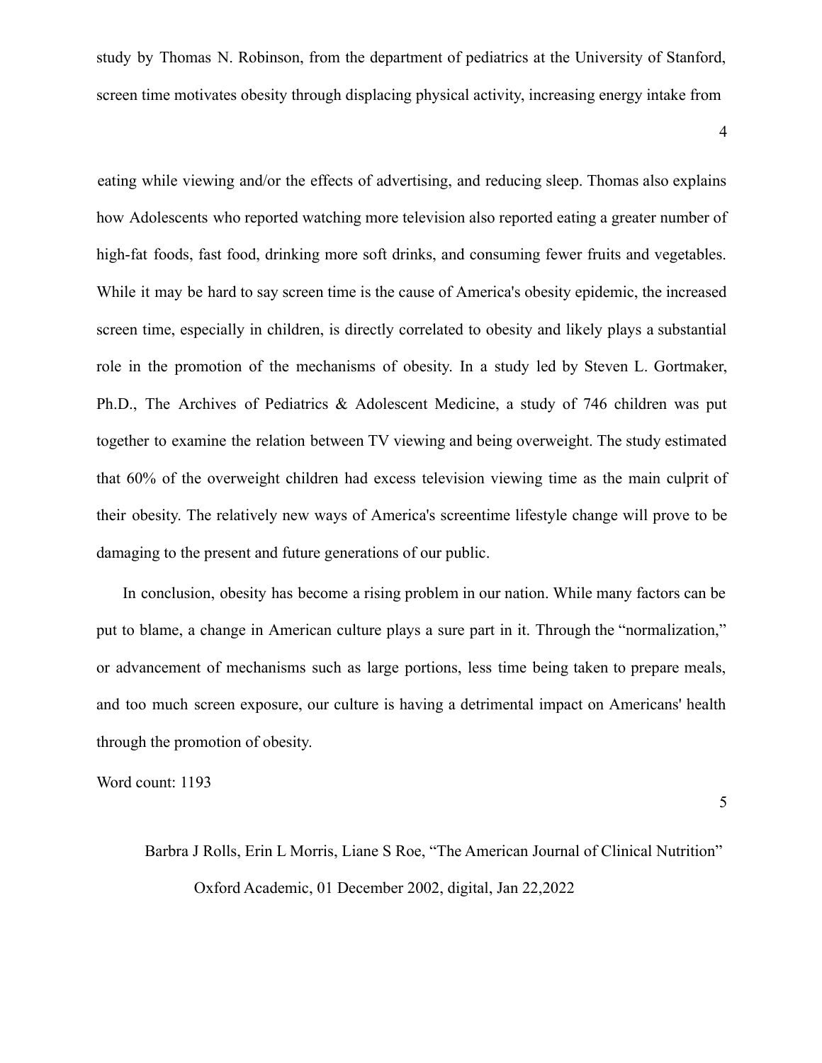study by Thomas N. Robinson, from the department of pediatrics at the University of Stanford, screen time motivates obesity through displacing physical activity, increasing energy intake from eating while viewing and/or the effects of advertising, and reducing sleep. Thomas also explains how Adolescents who reported watching more television also reported eating a greater number of high-fat foods, fast food, drinking more soft drinks, and consuming fewer fruits and vegetables. While it may be hard to say screen time is the cause of America's obesity epidemic, the increased screen time, especially in children, is directly correlated to obesity and likely plays a substantial role in the promotion of the mechanisms of obesity. In a study led by Steven L. Gortmaker, Ph.D., The Archives of Pediatrics & Adolescent Medicine, a study of 746 children was put together to examine the relation between TV viewing and being overweight. The study estimated that 60% of the overweight children had excess television viewing time as the main culprit of their obesity. The relatively new ways of America's screentime lifestyle change will prove to be damaging to the present and future generations of our public.

In conclusion, obesity has become a rising problem in our nation. While many factors can be put to blame, a change in American culture plays a sure part in it. Through the "normalization," or advancement of mechanisms such as large portions, less time being taken to prepare meals, and too much screen exposure, our culture is having a detrimental impact on Americans' health through the promotion of obesity.

Word count: 1193

Barbra J Rolls, Erin L Morris, Liane S Roe, "The American Journal of Clinical Nutrition" Oxford Academic, 01 December 2002, digital, Jan 22,2022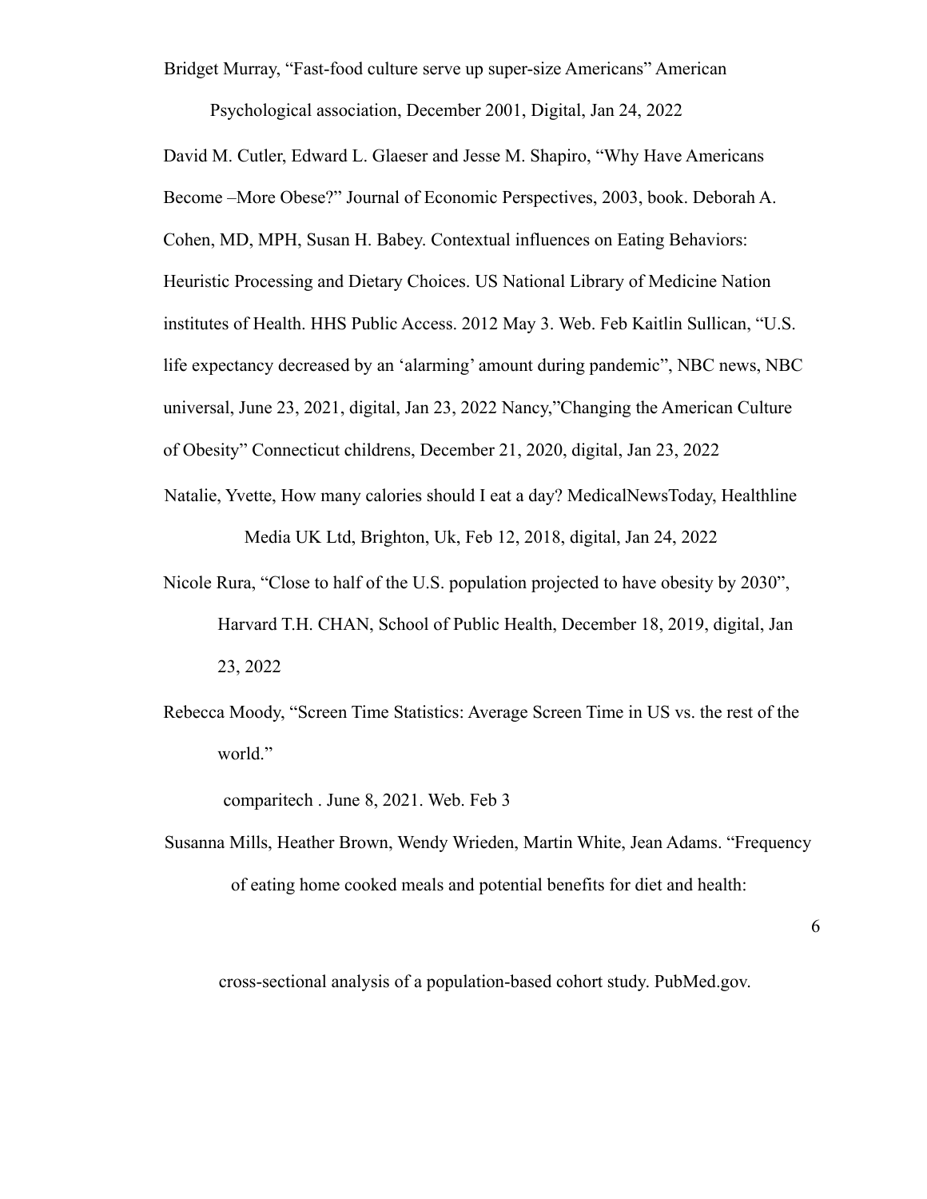Bridget Murray, “Fast-food culture serve up super-size Americans” American Psychological association, December 2001, Digital, Jan 24, 2022

David M. Cutler, Edward L. Glaeser and Jesse M. Shapiro, “Why Have Americans Become –More Obese?” Journal of Economic Perspectives, 2003, book. Deborah A. Cohen, MD, MPH, Susan H. Babey. Contextual influences on Eating Behaviors: Heuristic Processing and Dietary Choices. US National Library of Medicine Nation institutes of Health. HHS Public Access. 2012 May 3. Web. Feb Kaitlin Sullican, “U.S. life expectancy decreased by an ‘alarming’ amount during pandemic”, NBC news, NBC universal, June 23, 2021, digital, Jan 23, 2022 Nancy,”Changing the American Culture of Obesity” Connecticut childrens, December 21, 2020, digital, Jan 23, 2022

Natalie, Yvette, How many calories should I eat a day? MedicalNewsToday, Healthline Media UK Ltd, Brighton, Uk, Feb 12, 2018, digital, Jan 24, 2022

Nicole Rura, “Close to half of the U.S. population projected to have obesity by 2030”, Harvard T.H. CHAN, School of Public Health, December 18, 2019, digital, Jan 23, 2022

Rebecca Moody, “Screen Time Statistics: Average Screen Time in US vs. the rest of the world.”

comparitech . June 8, 2021. Web. Feb 3

Susanna Mills, Heather Brown, Wendy Wrieden, Martin White, Jean Adams. “Frequency of eating home cooked meals and potential benefits for diet and health:

cross-sectional analysis of a population-based cohort study. PubMed.gov.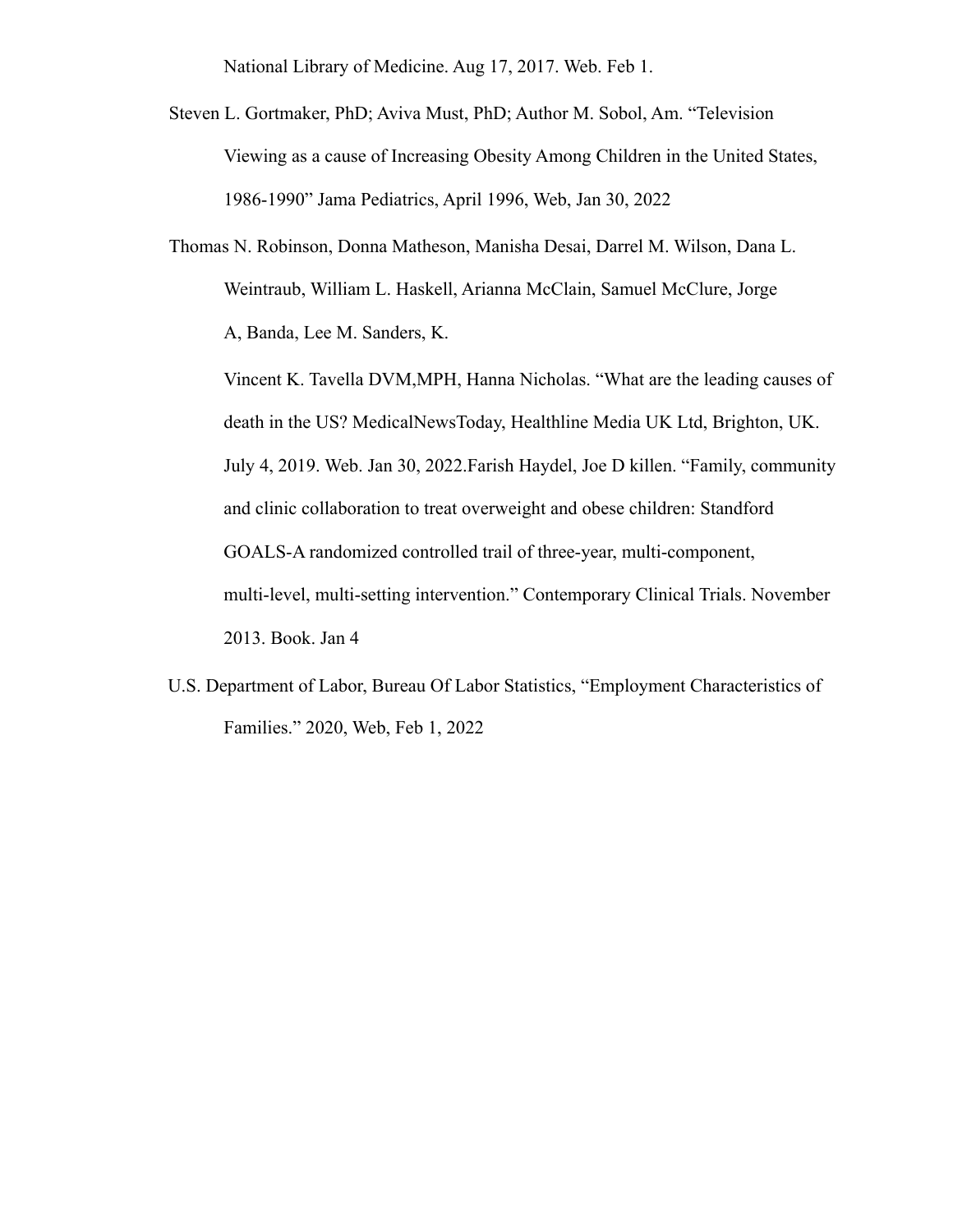National Library of Medicine. Aug 17, 2017. Web. Feb 1.

Steven L. Gortmaker, PhD; Aviva Must, PhD; Author M. Sobol, Am. "Television Viewing as a cause of Increasing Obesity Among Children in the United States, 1986-1990" Jama Pediatrics, April 1996, Web, Jan 30, 2022

Thomas N. Robinson, Donna Matheson, Manisha Desai, Darrel M. Wilson, Dana L. Weintraub, William L. Haskell, Arianna McClain, Samuel McClure, Jorge A, Banda, Lee M. Sanders, K.

Vincent K. Tavella DVM,MPH, Hanna Nicholas. "What are the leading causes of death in the US? MedicalNewsToday, Healthline Media UK Ltd, Brighton, UK. July 4, 2019. Web. Jan 30, 2022.Farish Haydel, Joe D killen. "Family, community and clinic collaboration to treat overweight and obese children: Standford GOALS-A randomized controlled trail of three-year, multi-component, multi-level, multi-setting intervention." Contemporary Clinical Trials. November 2013. Book. Jan 4

U.S. Department of Labor, Bureau Of Labor Statistics, "Employment Characteristics of Families." 2020, Web, Feb 1, 2022